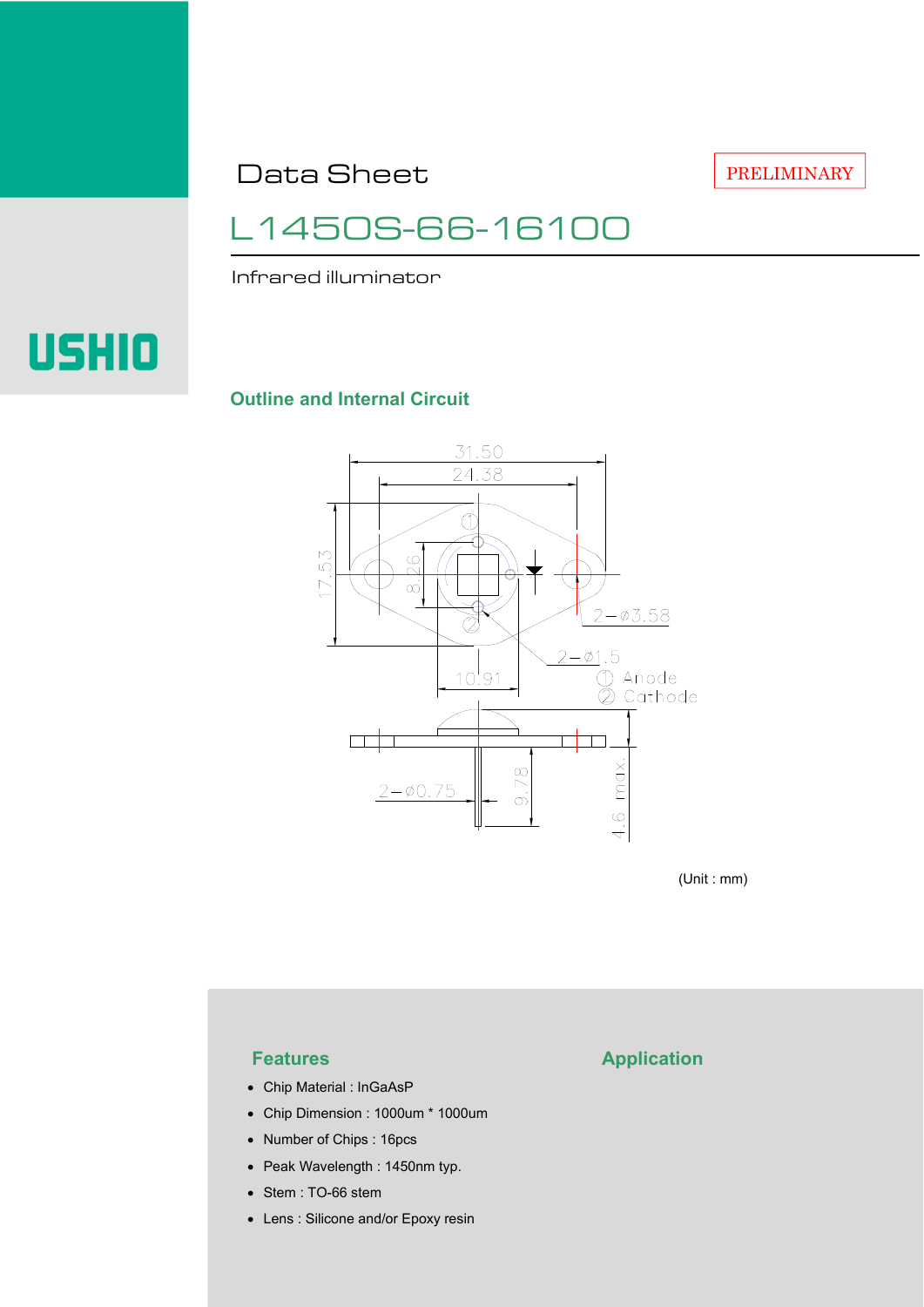PRELIMINARY

# Data Sheet

# L1450S-66-16100

Infrared illuminator

USHIO

## Outline and Internal Circuit

31.50
24.38
17.53
8.26
2−ø3.58
2−ø1.5
10.91
① Anode
② Cathode
2−ø0.75
9.78
4.6 max.

(Unit : mm)

## Features

- Chip Material : InGaAsP
- Chip Dimension : 1000um * 1000um
- Number of Chips : 16pcs
- Peak Wavelength : 1450nm typ.
- Stem : TO-66 stem
- Lens : Silicone and/or Epoxy resin

## Application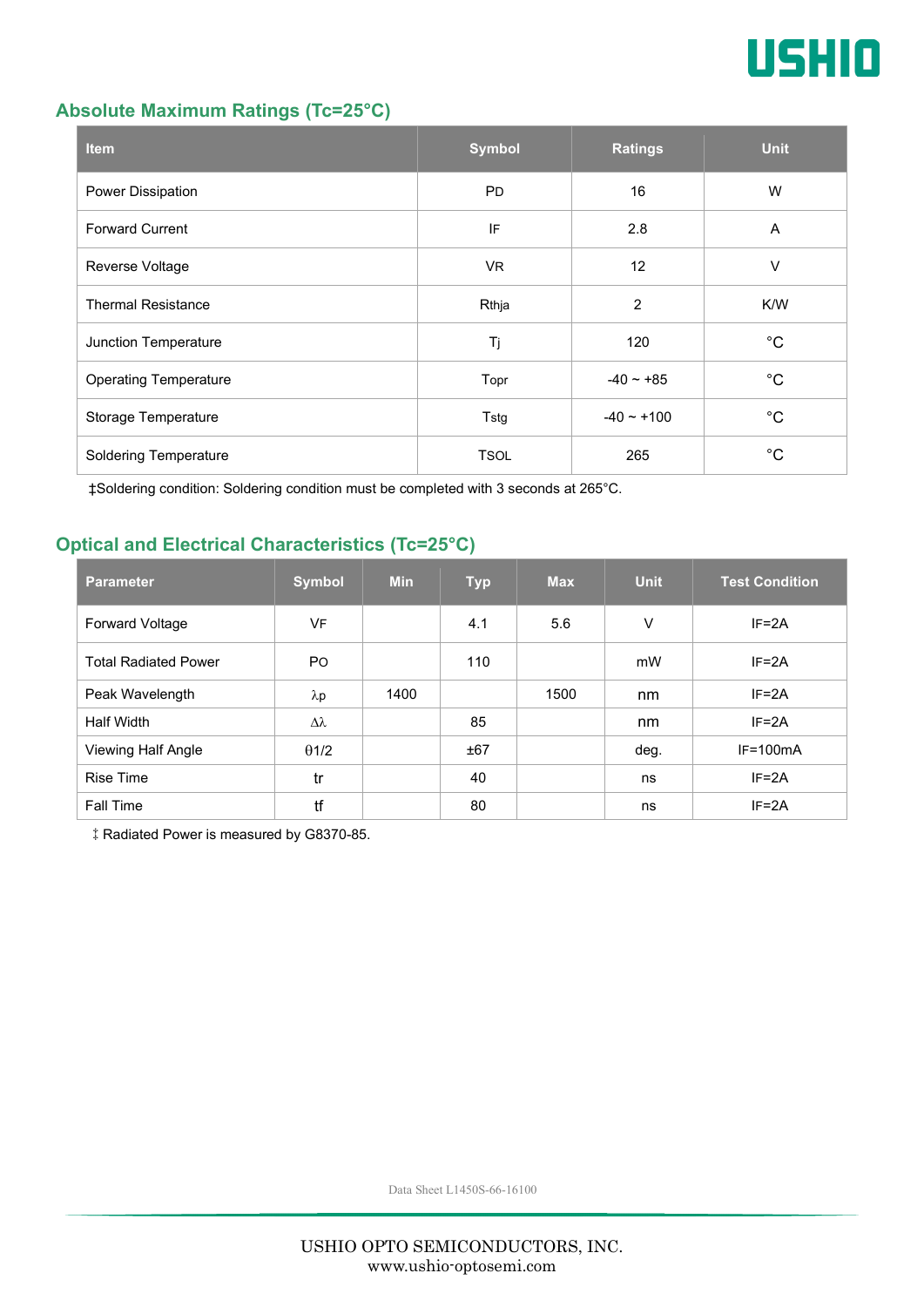## Absolute Maximum Ratings (Tc=25°C)

| Item | Symbol | Ratings | Unit |
|---|---|---|---|
| Power Dissipation | PD | 16 | W |
| Forward Current | IF | 2.8 | A |
| Reverse Voltage | VR | 12 | V |
| Thermal Resistance | Rthja | 2 | K/W |
| Junction Temperature | Tj | 120 | °C |
| Operating Temperature | Topr | -40 ~ +85 | °C |
| Storage Temperature | Tstg | -40 ~ +100 | °C |
| Soldering Temperature | TSOL | 265 | °C |

‡Soldering condition: Soldering condition must be completed with 3 seconds at 265°C.

## Optical and Electrical Characteristics (Tc=25°C)

| Parameter | Symbol | Min | Typ | Max | Unit | Test Condition |
|---|---|---|---|---|---|---|
| Forward Voltage | VF | | 4.1 | 5.6 | V | IF=2A |
| Total Radiated Power | PO | | 110 | | mW | IF=2A |
| Peak Wavelength | $\lambda p$ | 1400 | | 1500 | nm | IF=2A |
| Half Width | $\Delta\lambda$ | | 85 | | nm | IF=2A |
| Viewing Half Angle | $\theta 1/2$ | | ±67 | | deg. | IF=100mA |
| Rise Time | tr | | 40 | | ns | IF=2A |
| Fall Time | tf | | 80 | | ns | IF=2A |

‡ Radiated Power is measured by G8370-85.

Data Sheet L1450S-66-16100

USHIO OPTO SEMICONDUCTORS, INC.
www.ushio-optosemi.com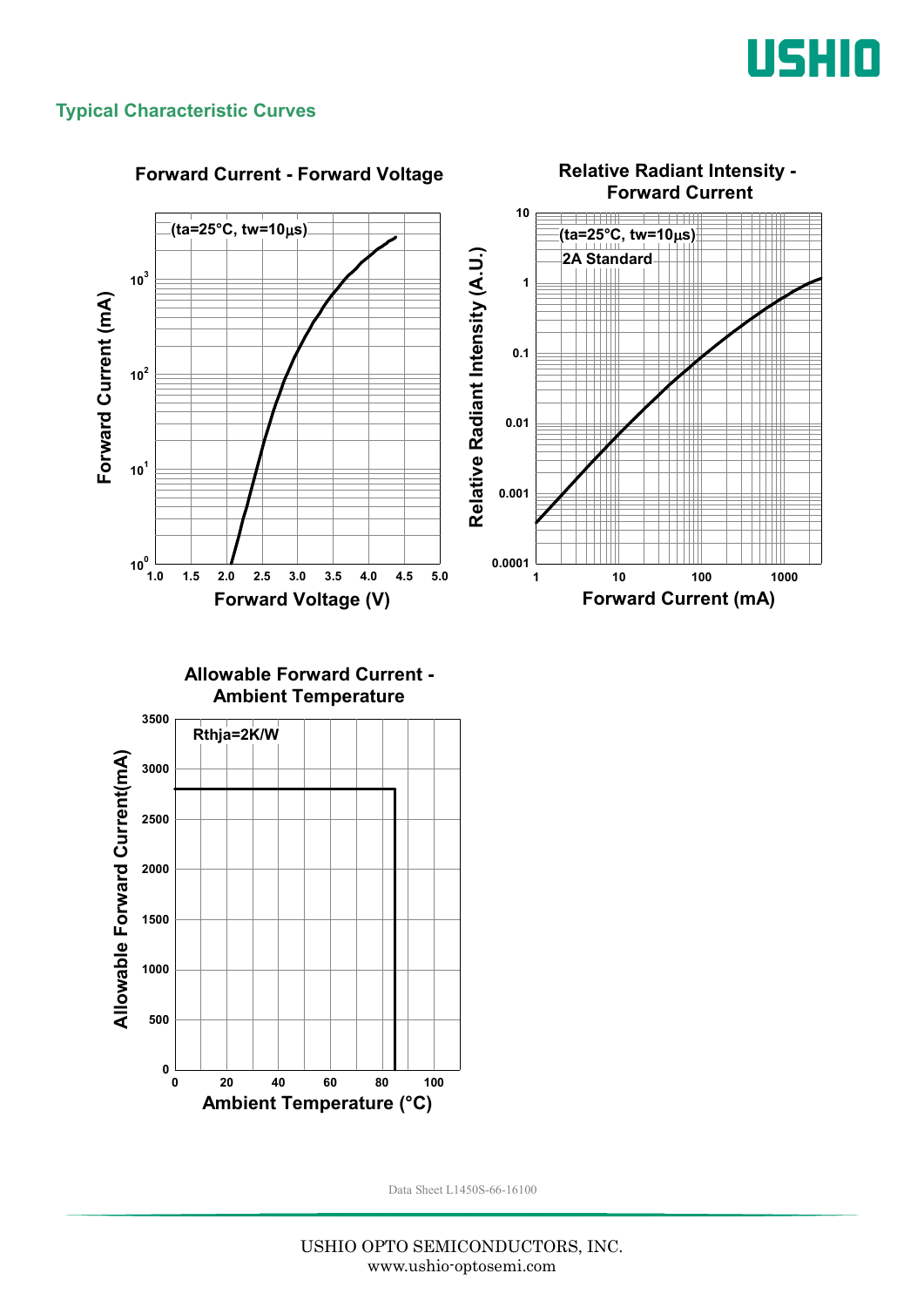## Typical Characteristic Curves

**Forward Current - Forward Voltage**

(ta=25°C, tw=10µs)

Forward Current (mA) vs. Forward Voltage (V)

**Relative Radiant Intensity - Forward Current**

(ta=25°C, tw=10µs)

2A Standard

Relative Radiant Intensity (A.U.) vs. Forward Current (mA)

**Allowable Forward Current - Ambient Temperature**

Rthja=2K/W

Allowable Forward Current(mA) vs. Ambient Temperature (°C)

Data Sheet L1450S-66-16100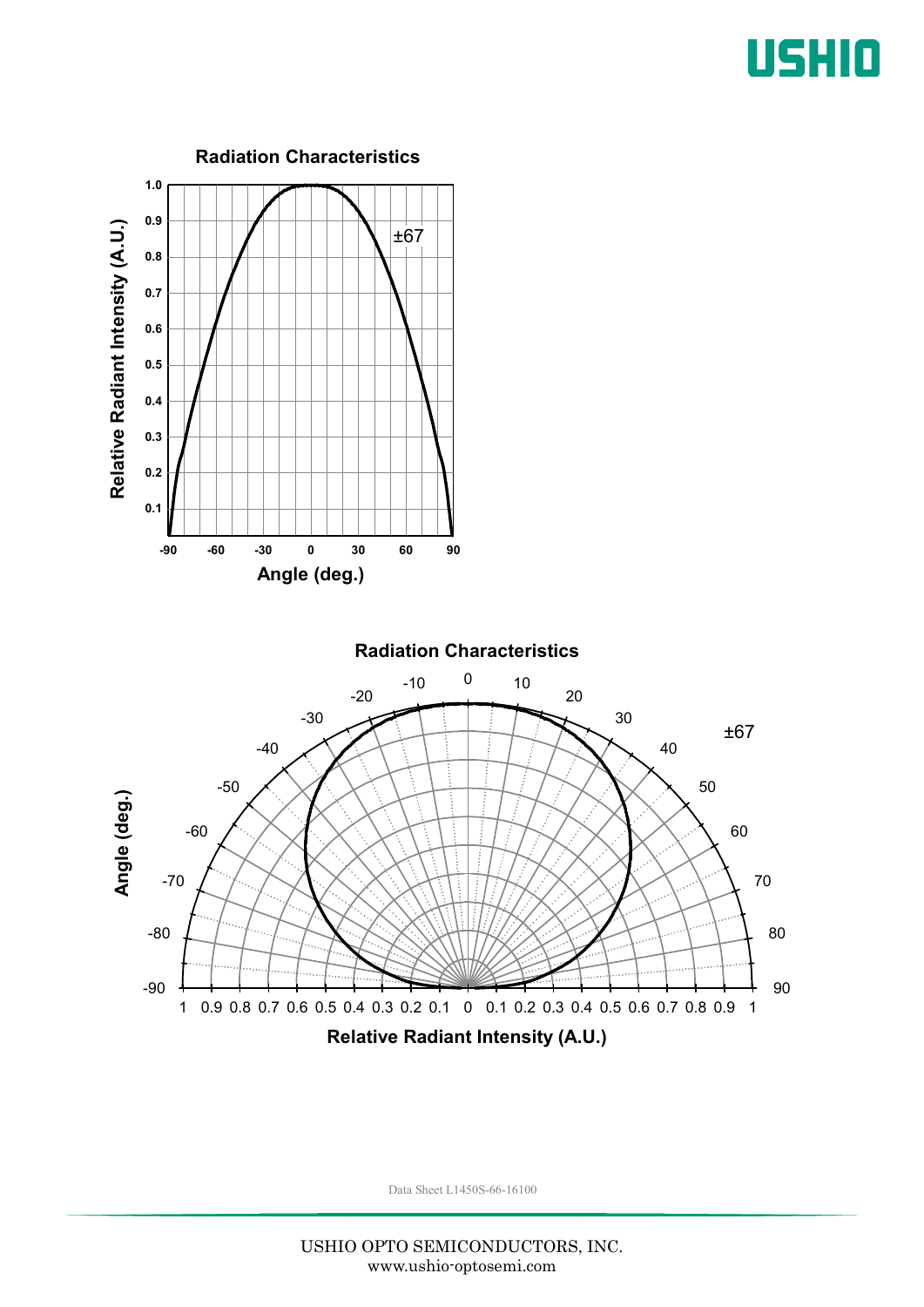## Radiation Characteristics

Relative Radiant Intensity (A.U.)

±67

Angle (deg.)

## Radiation Characteristics

±67

Angle (deg.)

Relative Radiant Intensity (A.U.)

Data Sheet L1450S-66-16100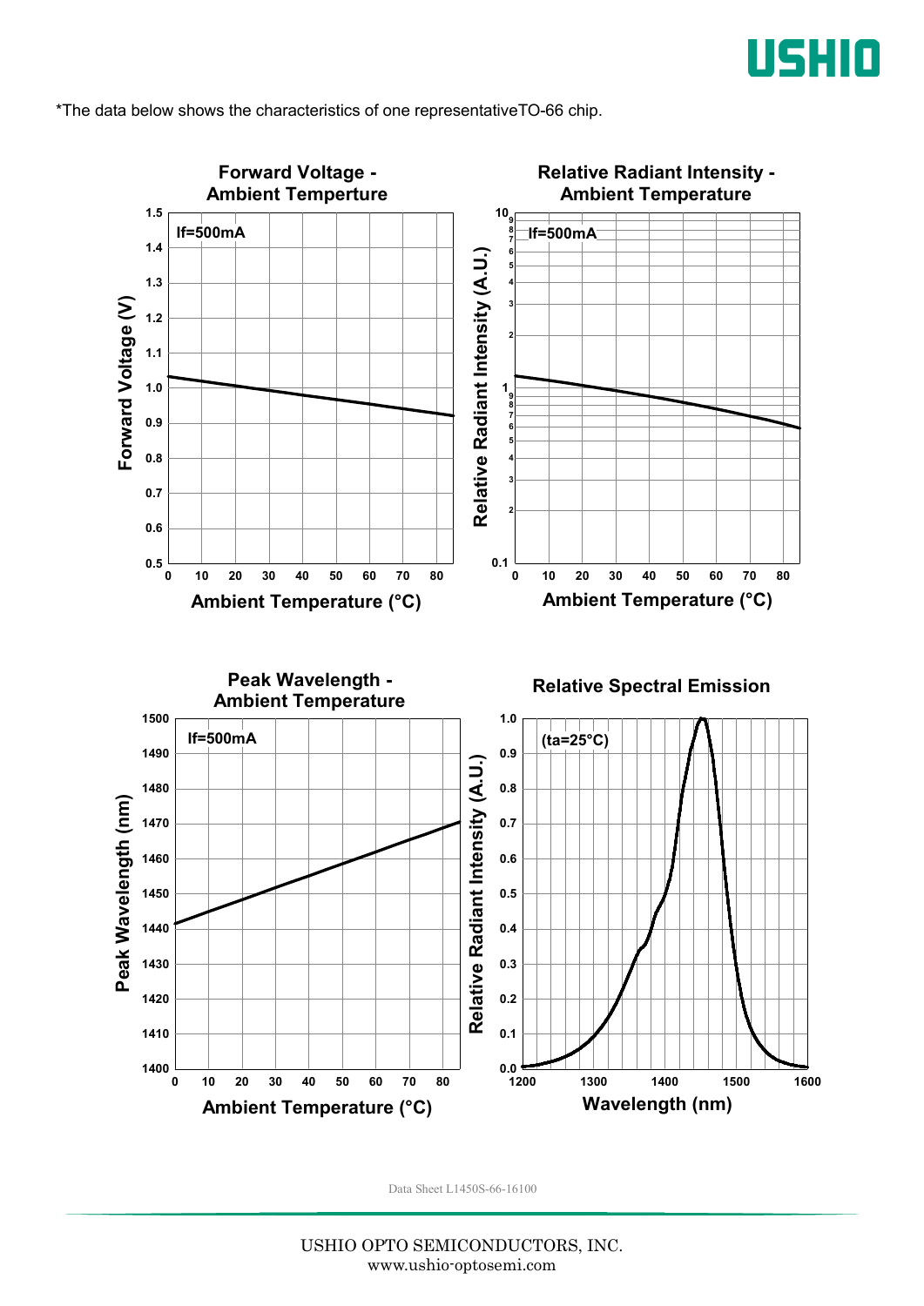*The data below shows the characteristics of one representativeTO-66 chip.

**Forward Voltage - Ambient Temperture**

If=500mA

Forward Voltage (V): 0.5, 0.6, 0.7, 0.8, 0.9, 1.0, 1.1, 1.2, 1.3, 1.4, 1.5

Ambient Temperature (°C): 0, 10, 20, 30, 40, 50, 60, 70, 80

**Relative Radiant Intensity - Ambient Temperature**

If=500mA

Relative Radiant Intensity (A.U.): 0.1, 1, 10

Ambient Temperature (°C): 0, 10, 20, 30, 40, 50, 60, 70, 80

**Peak Wavelength - Ambient Temperature**

If=500mA

Peak Wavelength (nm): 1400, 1410, 1420, 1430, 1440, 1450, 1460, 1470, 1480, 1490, 1500

Ambient Temperature (°C): 0, 10, 20, 30, 40, 50, 60, 70, 80

**Relative Spectral Emission**

(ta=25°C)

Relative Radiant Intensity (A.U.): 0.0, 0.1, 0.2, 0.3, 0.4, 0.5, 0.6, 0.7, 0.8, 0.9, 1.0

Wavelength (nm): 1200, 1300, 1400, 1500, 1600

Data Sheet L1450S-66-16100

USHIO OPTO SEMICONDUCTORS, INC.
www.ushio-optosemi.com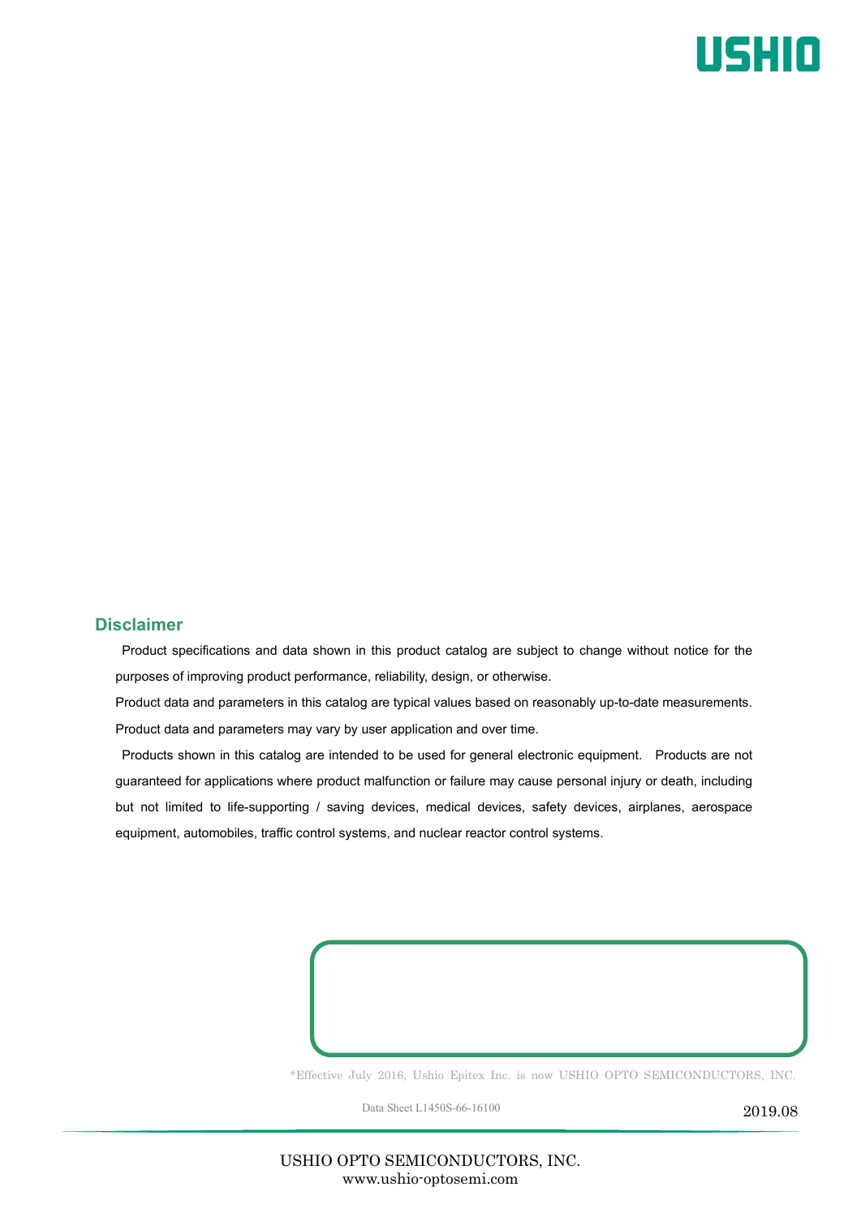## Disclaimer

Product specifications and data shown in this product catalog are subject to change without notice for the purposes of improving product performance, reliability, design, or otherwise.

Product data and parameters in this catalog are typical values based on reasonably up-to-date measurements. Product data and parameters may vary by user application and over time.

Products shown in this catalog are intended to be used for general electronic equipment. Products are not guaranteed for applications where product malfunction or failure may cause personal injury or death, including but not limited to life-supporting / saving devices, medical devices, safety devices, airplanes, aerospace equipment, automobiles, traffic control systems, and nuclear reactor control systems.

*Effective July 2016, Ushio Epitex Inc. is now USHIO OPTO SEMICONDUCTORS, INC.

Data Sheet L1450S-66-16100

2019.08

USHIO OPTO SEMICONDUCTORS, INC.
www.ushio-optosemi.com